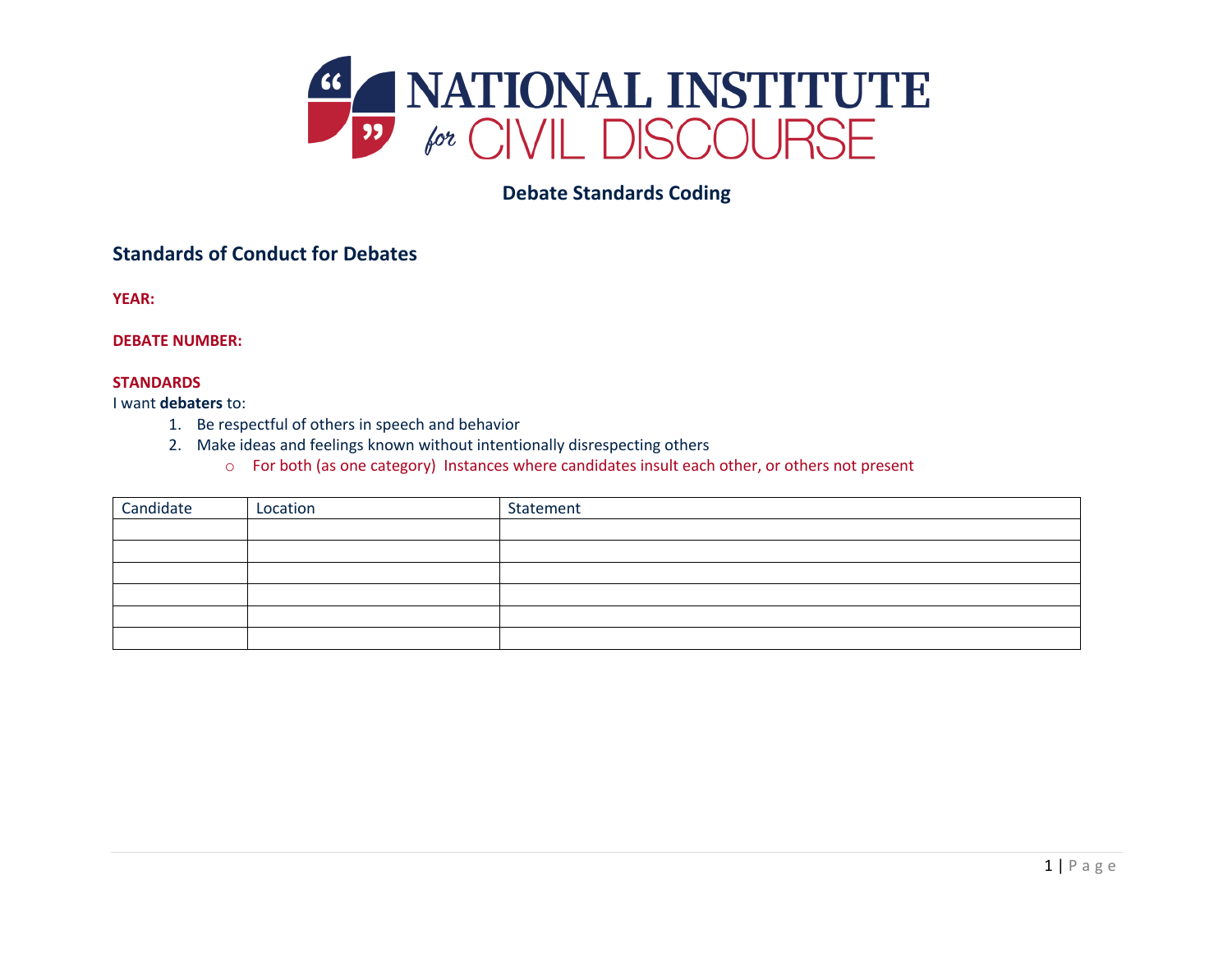# NATIONAL INSTITUTE for CIVIL DISCOURSE

**Debate Standards Coding**

## Standards of Conduct for Debates

**YEAR:**

**DEBATE NUMBER:**

**STANDARDS**

I want **debaters** to:

1. Be respectful of others in speech and behavior
2. Make ideas and feelings known without intentionally disrespecting others
    - For both (as one category) Instances where candidates insult each other, or others not present

| Candidate | Location | Statement |
| --- | --- | --- |
| | | |
| | | |
| | | |
| | | |
| | | |
| | | |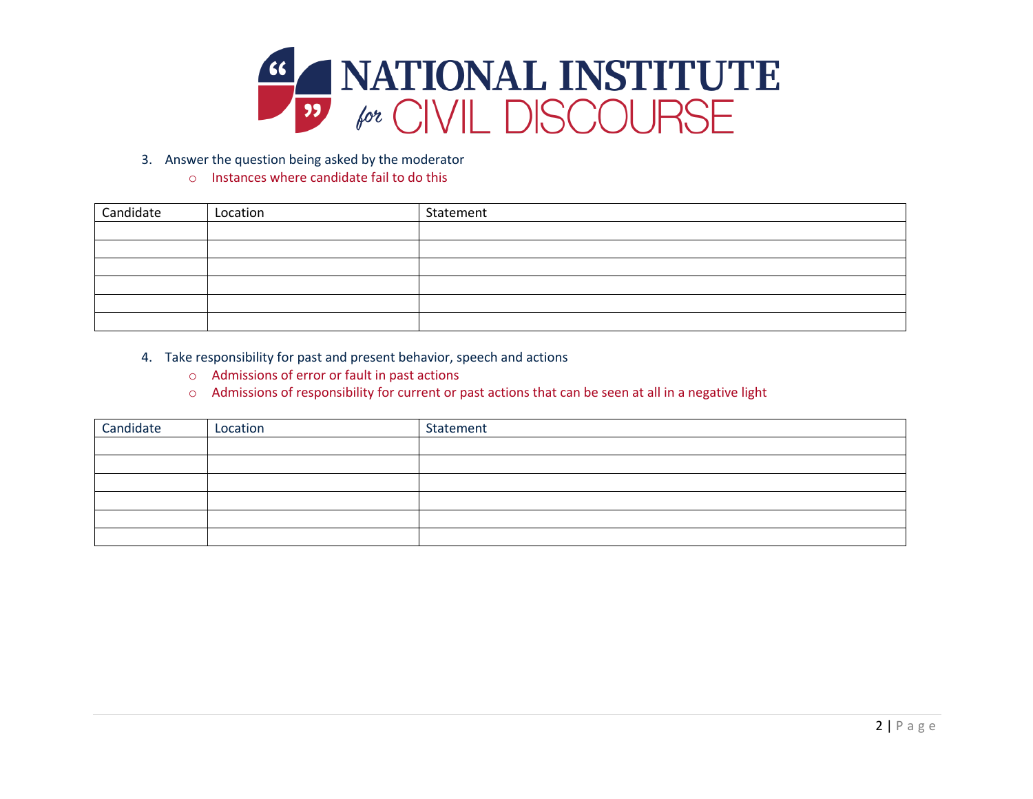# NATIONAL INSTITUTE for CIVIL DISCOURSE

3. Answer the question being asked by the moderator
    - Instances where candidate fail to do this

| Candidate | Location | Statement |
|---|---|---|
| | | |
| | | |
| | | |
| | | |
| | | |
| | | |

4. Take responsibility for past and present behavior, speech and actions
    - Admissions of error or fault in past actions
    - Admissions of responsibility for current or past actions that can be seen at all in a negative light

| Candidate | Location | Statement |
|---|---|---|
| | | |
| | | |
| | | |
| | | |
| | | |
| | | |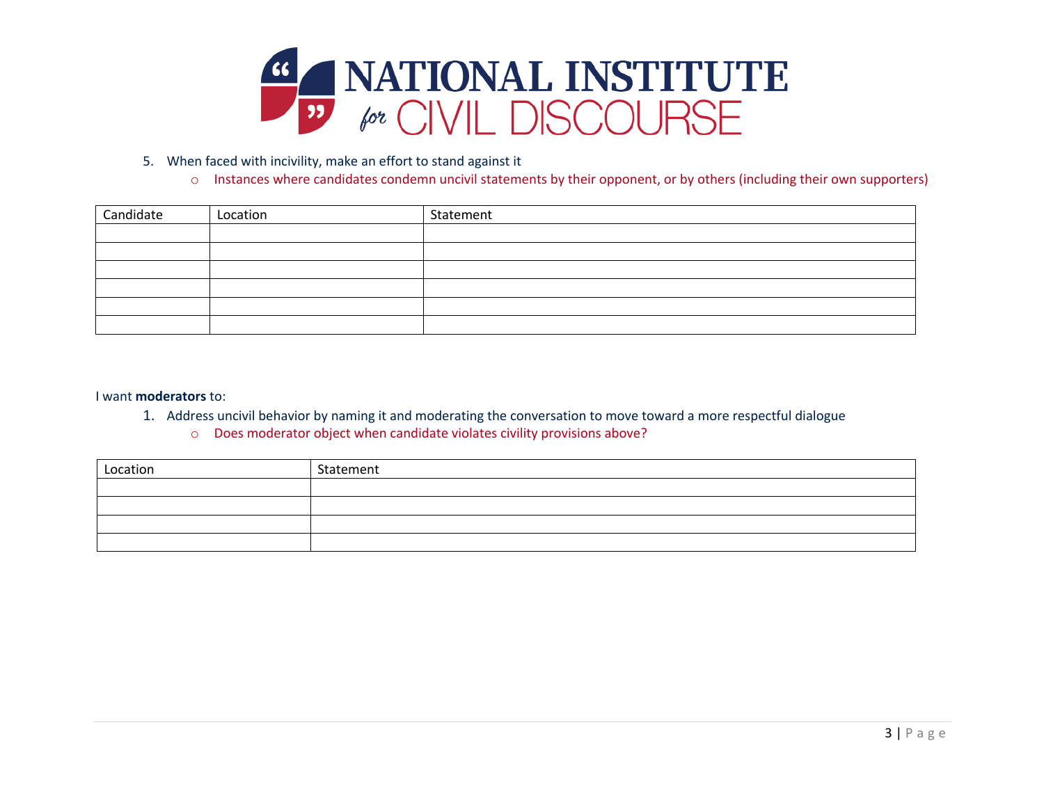# NATIONAL INSTITUTE *for* CIVIL DISCOURSE

5. When faced with incivility, make an effort to stand against it
   - Instances where candidates condemn uncivil statements by their opponent, or by others (including their own supporters)

| Candidate | Location | Statement |
|---|---|---|
| | | |
| | | |
| | | |
| | | |
| | | |
| | | |

I want **moderators** to:

1. Address uncivil behavior by naming it and moderating the conversation to move toward a more respectful dialogue
   - Does moderator object when candidate violates civility provisions above?

| Location | Statement |
|---|---|
| | |
| | |
| | |
| | |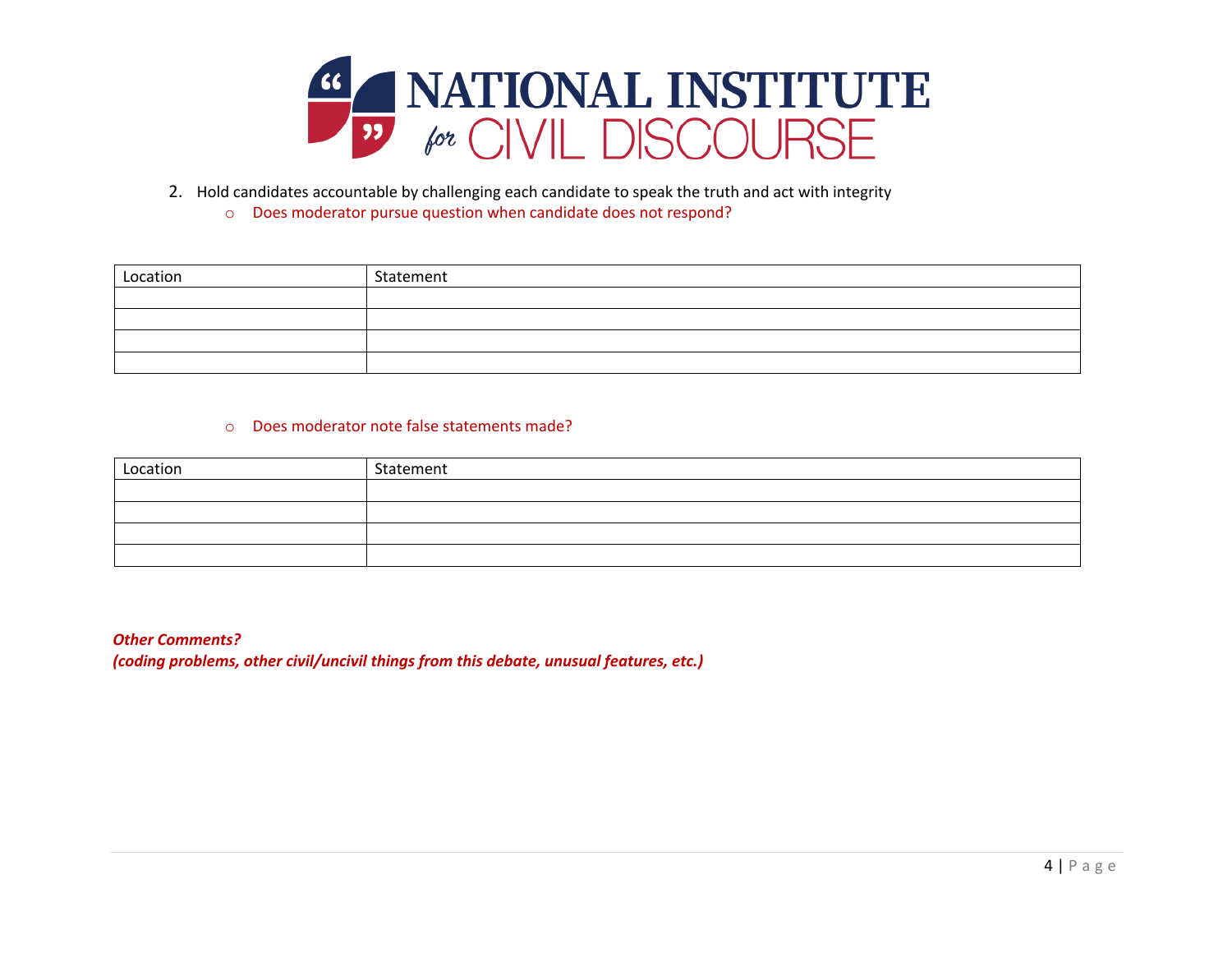2. Hold candidates accountable by challenging each candidate to speak the truth and act with integrity
    - Does moderator pursue question when candidate does not respond?

| Location | Statement |
| --- | --- |
| | |
| | |
| | |
| | |

- Does moderator note false statements made?

| Location | Statement |
| --- | --- |
| | |
| | |
| | |
| | |

***Other Comments?***
***(coding problems, other civil/uncivil things from this debate, unusual features, etc.)***